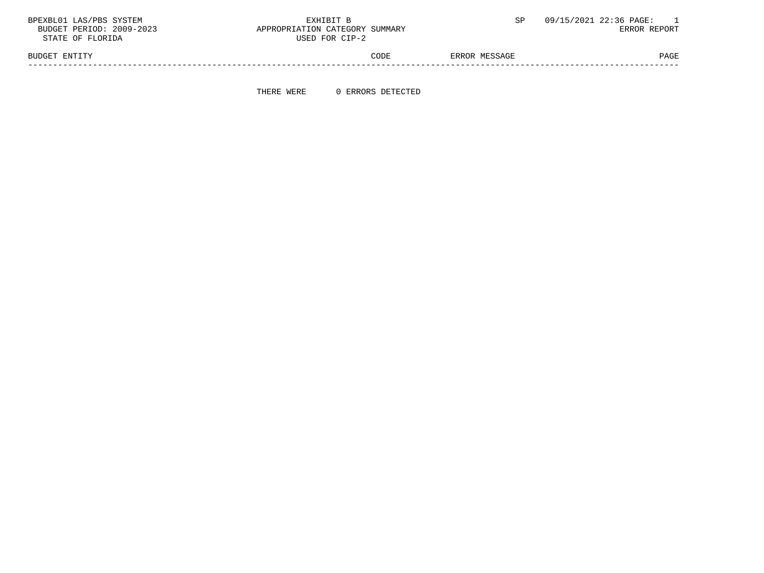BPEXBL01 LAS/PBS SYSTEM
BUDGET PERIOD: 2009-2023
STATE OF FLORIDA

EXHIBIT B
APPROPRIATION CATEGORY SUMMARY
USED FOR CIP-2

SP 09/15/2021 22:36 PAGE: 1
ERROR REPORT

| BUDGET ENTITY | CODE | ERROR MESSAGE | PAGE |
|---|---|---|---|

THERE WERE 0 ERRORS DETECTED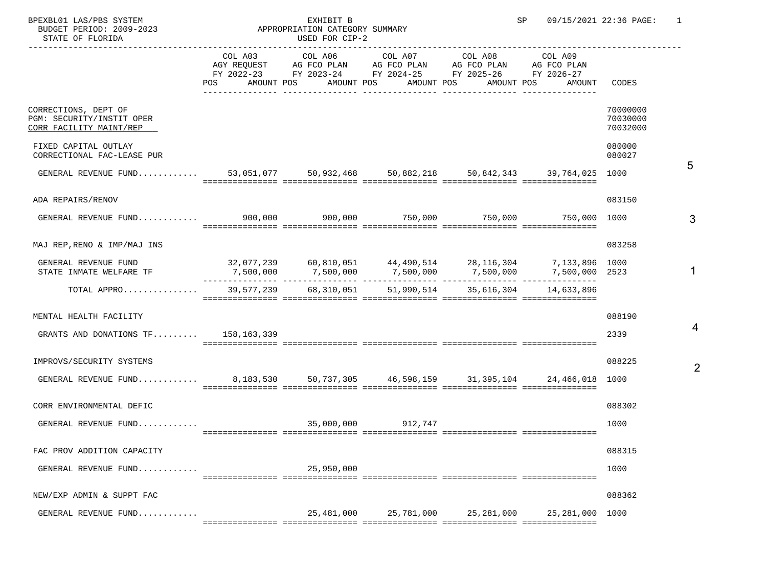BPEXBL01 LAS/PBS SYSTEM
BUDGET PERIOD: 2009-2023
STATE OF FLORIDA

# EXHIBIT B
## APPROPRIATION CATEGORY SUMMARY
USED FOR CIP-2

SP 09/15/2021 22:36

| | COL A03 AGY REQUEST FY 2022-23 POS AMOUNT | COL A06 AG FCO PLAN FY 2023-24 POS AMOUNT | COL A07 AG FCO PLAN FY 2024-25 POS AMOUNT | COL A08 AG FCO PLAN FY 2025-26 POS AMOUNT | COL A09 AG FCO PLAN FY 2026-27 POS AMOUNT | CODES | |
|---|---|---|---|---|---|---|---|
| CORRECTIONS, DEPT OF | | | | | | 70000000 | |
| PGM: SECURITY/INSTIT OPER | | | | | | 70030000 | |
| CORR FACILITY MAINT/REP | | | | | | 70032000 | |
| FIXED CAPITAL OUTLAY | | | | | | 080000 | |
| CORRECTIONAL FAC-LEASE PUR | | | | | | 080027 | |
| GENERAL REVENUE FUND........... | 53,051,077 | 50,932,468 | 50,882,218 | 50,842,343 | 39,764,025 | 1000 | 5 |
| ADA REPAIRS/RENOV | | | | | | 083150 | |
| GENERAL REVENUE FUND........... | 900,000 | 900,000 | 750,000 | 750,000 | 750,000 | 1000 | 3 |
| MAJ REP,RENO & IMP/MAJ INS | | | | | | 083258 | |
| GENERAL REVENUE FUND | 32,077,239 | 60,810,051 | 44,490,514 | 28,116,304 | 7,133,896 | 1000 | |
| STATE INMATE WELFARE TF | 7,500,000 | 7,500,000 | 7,500,000 | 7,500,000 | 7,500,000 | 2523 | 1 |
| TOTAL APPRO............... | 39,577,239 | 68,310,051 | 51,990,514 | 35,616,304 | 14,633,896 | | |
| MENTAL HEALTH FACILITY | | | | | | 088190 | |
| GRANTS AND DONATIONS TF......... | 158,163,339 | | | | | 2339 | 4 |
| IMPROVS/SECURITY SYSTEMS | | | | | | 088225 | |
| GENERAL REVENUE FUND........... | 8,183,530 | 50,737,305 | 46,598,159 | 31,395,104 | 24,466,018 | 1000 | 2 |
| CORR ENVIRONMENTAL DEFIC | | | | | | 088302 | |
| GENERAL REVENUE FUND........... | | 35,000,000 | 912,747 | | | 1000 | |
| FAC PROV ADDITION CAPACITY | | | | | | 088315 | |
| GENERAL REVENUE FUND........... | | 25,950,000 | | | | 1000 | |
| NEW/EXP ADMIN & SUPPT FAC | | | | | | 088362 | |
| GENERAL REVENUE FUND........... | | 25,481,000 | 25,781,000 | 25,281,000 | 25,281,000 | 1000 | |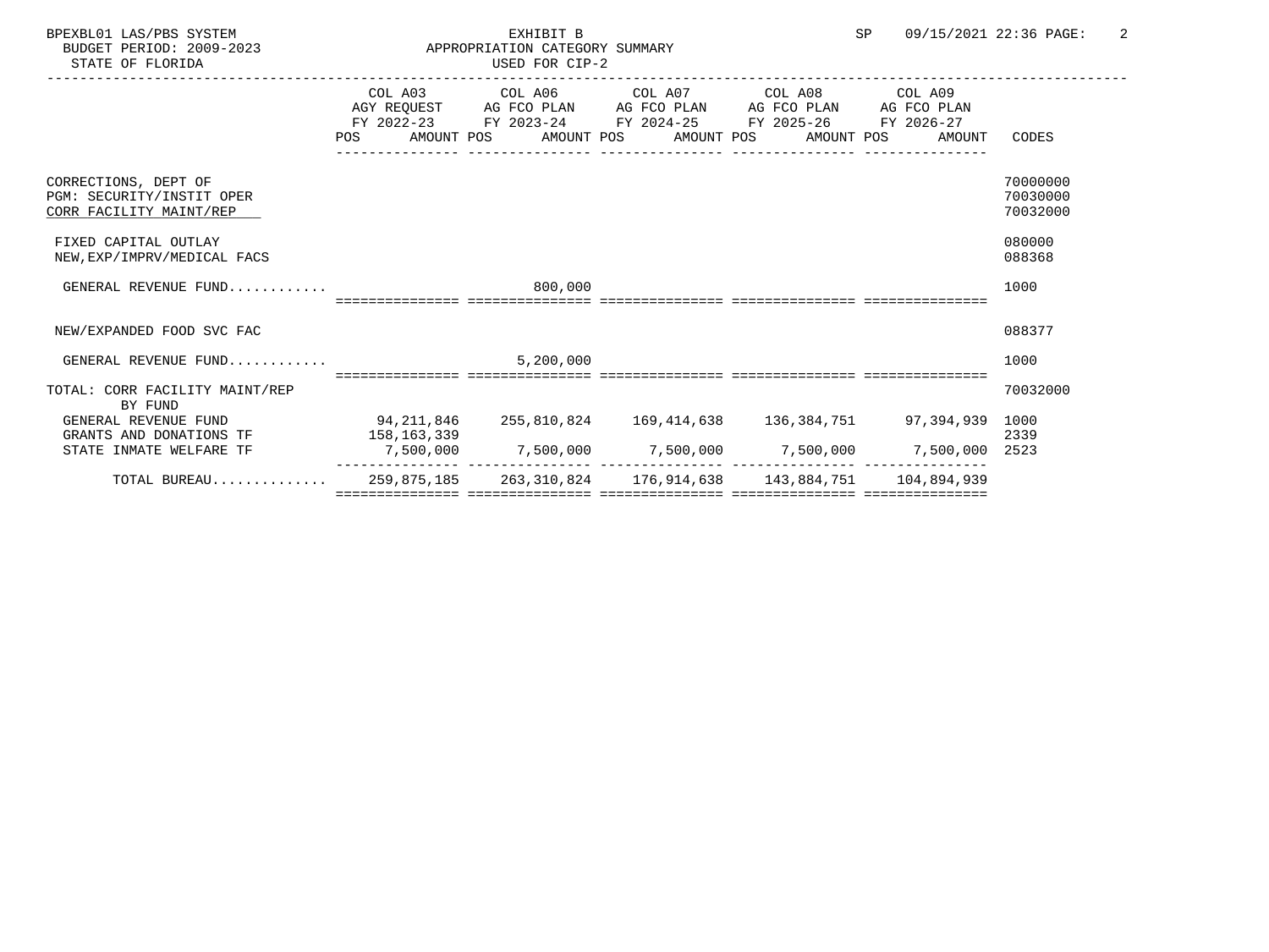BPEXBL01 LAS/PBS SYSTEM

BUDGET PERIOD: 2009-2023

STATE OF FLORIDA

EXHIBIT B

APPROPRIATION CATEGORY SUMMARY

USED FOR CIP-2

SP 09/15/2021 22:36

| | COL A03 AGY REQUEST FY 2022-23 POS AMOUNT | COL A06 AG FCO PLAN FY 2023-24 POS AMOUNT | COL A07 AG FCO PLAN FY 2024-25 POS AMOUNT | COL A08 AG FCO PLAN FY 2025-26 POS AMOUNT | COL A09 AG FCO PLAN FY 2026-27 POS AMOUNT | CODES |
|---|---|---|---|---|---|---|
| CORRECTIONS, DEPT OF | | | | | | 70000000 |
| PGM: SECURITY/INSTIT OPER | | | | | | 70030000 |
| CORR FACILITY MAINT/REP | | | | | | 70032000 |
| FIXED CAPITAL OUTLAY | | | | | | 080000 |
| NEW,EXP/IMPRV/MEDICAL FACS | | | | | | 088368 |
| GENERAL REVENUE FUND........... | | 800,000 | | | | 1000 |
| NEW/EXPANDED FOOD SVC FAC | | | | | | 088377 |
| GENERAL REVENUE FUND........... | | 5,200,000 | | | | 1000 |
| TOTAL: CORR FACILITY MAINT/REP BY FUND | | | | | | 70032000 |
| GENERAL REVENUE FUND | 94,211,846 | 255,810,824 | 169,414,638 | 136,384,751 | 97,394,939 | 1000 |
| GRANTS AND DONATIONS TF | 158,163,339 | | | | | 2339 |
| STATE INMATE WELFARE TF | 7,500,000 | 7,500,000 | 7,500,000 | 7,500,000 | 7,500,000 | 2523 |
| TOTAL BUREAU............. | 259,875,185 | 263,310,824 | 176,914,638 | 143,884,751 | 104,894,939 | |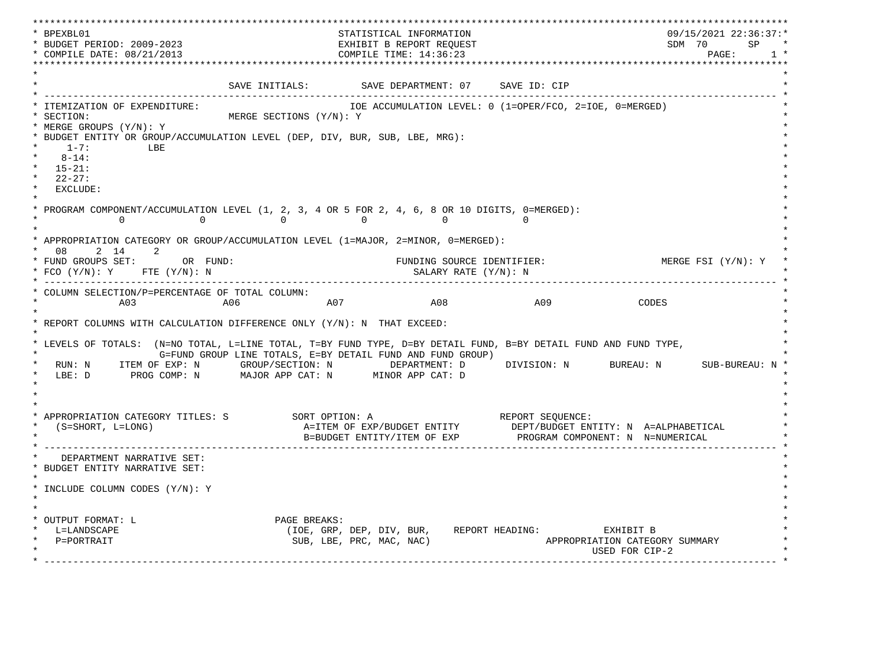```
****************************************************************************************************************************************
* BPEXBL01                                        STATISTICAL INFORMATION                                          09/15/2021 22:36:37:*
* BUDGET PERIOD: 2009-2023                        EXHIBIT B REPORT REQUEST                                         SDM  70      SP    *
* COMPILE DATE: 08/21/2013                        COMPILE TIME: 14:36:23                                                  PAGE:     1 *
****************************************************************************************************************************************
*                                                                                                                                      *
*                                SAVE INITIALS:         SAVE DEPARTMENT: 07     SAVE ID: CIP                                           *
* ------------------------------------------------------------------------------------------------------------------------------------ *
* ITEMIZATION OF EXPENDITURE:                               IOE ACCUMULATION LEVEL: 0 (1=OPER/FCO, 2=IOE, 0=MERGED)                    *
* SECTION:                      MERGE SECTIONS (Y/N): Y                                                                                *
* MERGE GROUPS (Y/N): Y                                                                                                                *
* BUDGET ENTITY OR GROUP/ACCUMULATION LEVEL (DEP, DIV, BUR, SUB, LBE, MRG):                                                            *
*     1-7:          LBE                                                                                                                *
*    8-14:                                                                                                                             *
*   15-21:                                                                                                                             *
*   22-27:                                                                                                                             *
*   EXCLUDE:                                                                                                                           *
*                                                                                                                                      *
* PROGRAM COMPONENT/ACCUMULATION LEVEL (1, 2, 3, 4 OR 5 FOR 2, 4, 6, 8 OR 10 DIGITS, 0=MERGED):                                        *
*             0             0             0             0             0             0                                                  *
*                                                                                                                                      *
* APPROPRIATION CATEGORY OR GROUP/ACCUMULATION LEVEL (1=MAJOR, 2=MINOR, 0=MERGED):                                                     *
*   08    2 14     2                                                                                                                   *
* FUND GROUPS SET:        OR  FUND:                                FUNDING SOURCE IDENTIFIER:                    MERGE FSI (Y/N): Y   *
* FCO (Y/N): Y     FTE (Y/N): N                                       SALARY RATE (Y/N): N                                             *
* ------------------------------------------------------------------------------------------------------------------------------------ *
* COLUMN SELECTION/P=PERCENTAGE OF TOTAL COLUMN:                                                                                       *
*             A03              A06              A07              A08              A09              CODES                               *
*                                                                                                                                      *
* REPORT COLUMNS WITH CALCULATION DIFFERENCE ONLY (Y/N): N  THAT EXCEED:                                                                *
*                                                                                                                                      *
* LEVELS OF TOTALS:  (N=NO TOTAL, L=LINE TOTAL, T=BY FUND TYPE, D=BY DETAIL FUND, B=BY DETAIL FUND AND FUND TYPE,                      *
*                    G=FUND GROUP LINE TOTALS, E=BY DETAIL FUND AND FUND GROUP)                                                        *
*   RUN: N     ITEM OF EXP: N      GROUP/SECTION: N         DEPARTMENT: D       DIVISION: N       BUREAU: N       SUB-BUREAU: N *
*   LBE: D       PROG COMP: N       MAJOR APP CAT: N       MINOR APP CAT: D                                                            *
*                                                                                                                                      *
*                                                                                                                                      *
*                                                                                                                                      *
* APPROPRIATION CATEGORY TITLES: S           SORT OPTION: A                      REPORT SEQUENCE:                                      *
*   (S=SHORT, L=LONG)                         A=ITEM OF EXP/BUDGET ENTITY         DEPT/BUDGET ENTITY: N  A=ALPHABETICAL                *
*                                             B=BUDGET ENTITY/ITEM OF EXP          PROGRAM COMPONENT: N  N=NUMERICAL                   *
* ------------------------------------------------------------------------------------------------------------------------------------ *
*    DEPARTMENT NARRATIVE SET:                                                                                                         *
* BUDGET ENTITY NARRATIVE SET:                                                                                                         *
*                                                                                                                                      *
* INCLUDE COLUMN CODES (Y/N): Y                                                                                                        *
*                                                                                                                                      *
*                                                                                                                                      *
* OUTPUT FORMAT: L                          PAGE BREAKS:                                                                               *
*   L=LANDSCAPE                             (IOE, GRP, DEP, DIV, BUR,    REPORT HEADING:           EXHIBIT B                           *
*   P=PORTRAIT                               SUB, LBE, PRC, MAC, NAC)                    APPROPRIATION CATEGORY SUMMARY                *
*                                                                                                 USED FOR CIP-2                       *
* ------------------------------------------------------------------------------------------------------------------------------------ *
```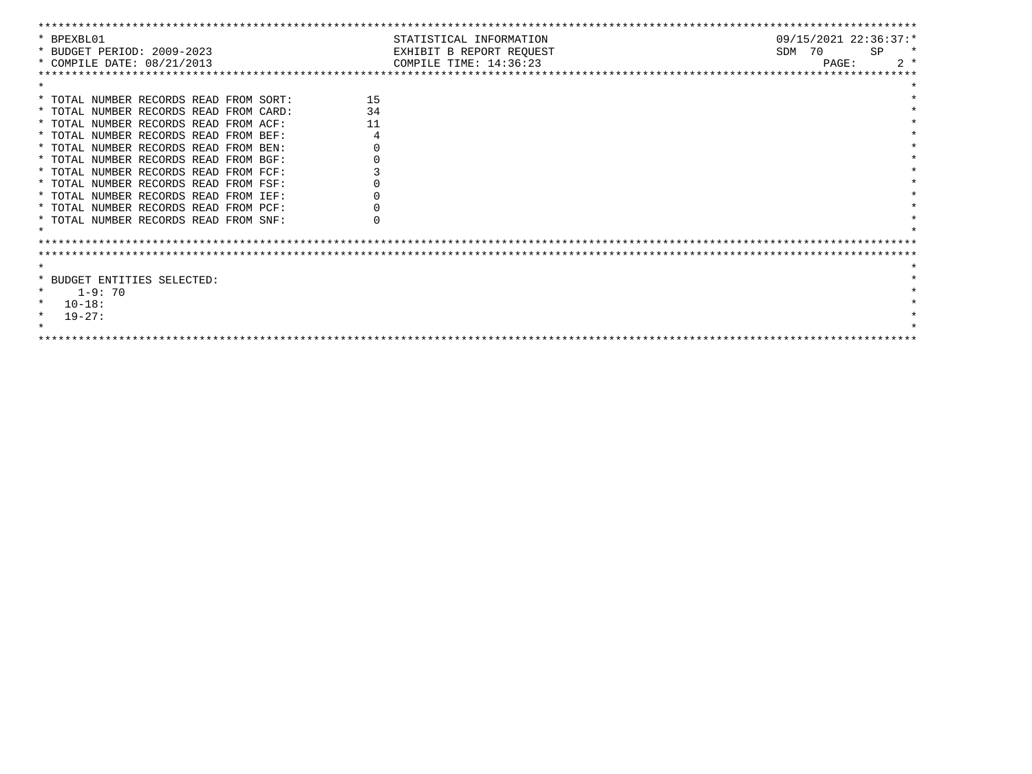```
******************************************************************************************************************************
* BPEXBL01                                              STATISTICAL INFORMATION                               09/15/2021 22:36:37:*
* BUDGET PERIOD: 2009-2023                              EXHIBIT B REPORT REQUEST                              SDM 70      SP     *
* COMPILE DATE: 08/21/2013                              COMPILE TIME: 14:36:23                                      PAGE:      2 *
******************************************************************************************************************************
*                                                                                                                            *
* TOTAL NUMBER RECORDS READ FROM SORT:          15                                                                           *
* TOTAL NUMBER RECORDS READ FROM CARD:          34                                                                           *
* TOTAL NUMBER RECORDS READ FROM ACF:           11                                                                           *
* TOTAL NUMBER RECORDS READ FROM BEF:            4                                                                           *
* TOTAL NUMBER RECORDS READ FROM BEN:            0                                                                           *
* TOTAL NUMBER RECORDS READ FROM BGF:            0                                                                           *
* TOTAL NUMBER RECORDS READ FROM FCF:            3                                                                           *
* TOTAL NUMBER RECORDS READ FROM FSF:            0                                                                           *
* TOTAL NUMBER RECORDS READ FROM IEF:            0                                                                           *
* TOTAL NUMBER RECORDS READ FROM PCF:            0                                                                           *
* TOTAL NUMBER RECORDS READ FROM SNF:            0                                                                           *
*                                                                                                                            *
******************************************************************************************************************************
******************************************************************************************************************************
*                                                                                                                            *
* BUDGET ENTITIES SELECTED:                                                                                                  *
*     1-9: 70                                                                                                                *
*   10-18:                                                                                                                   *
*   19-27:                                                                                                                   *
*                                                                                                                            *
******************************************************************************************************************************
```